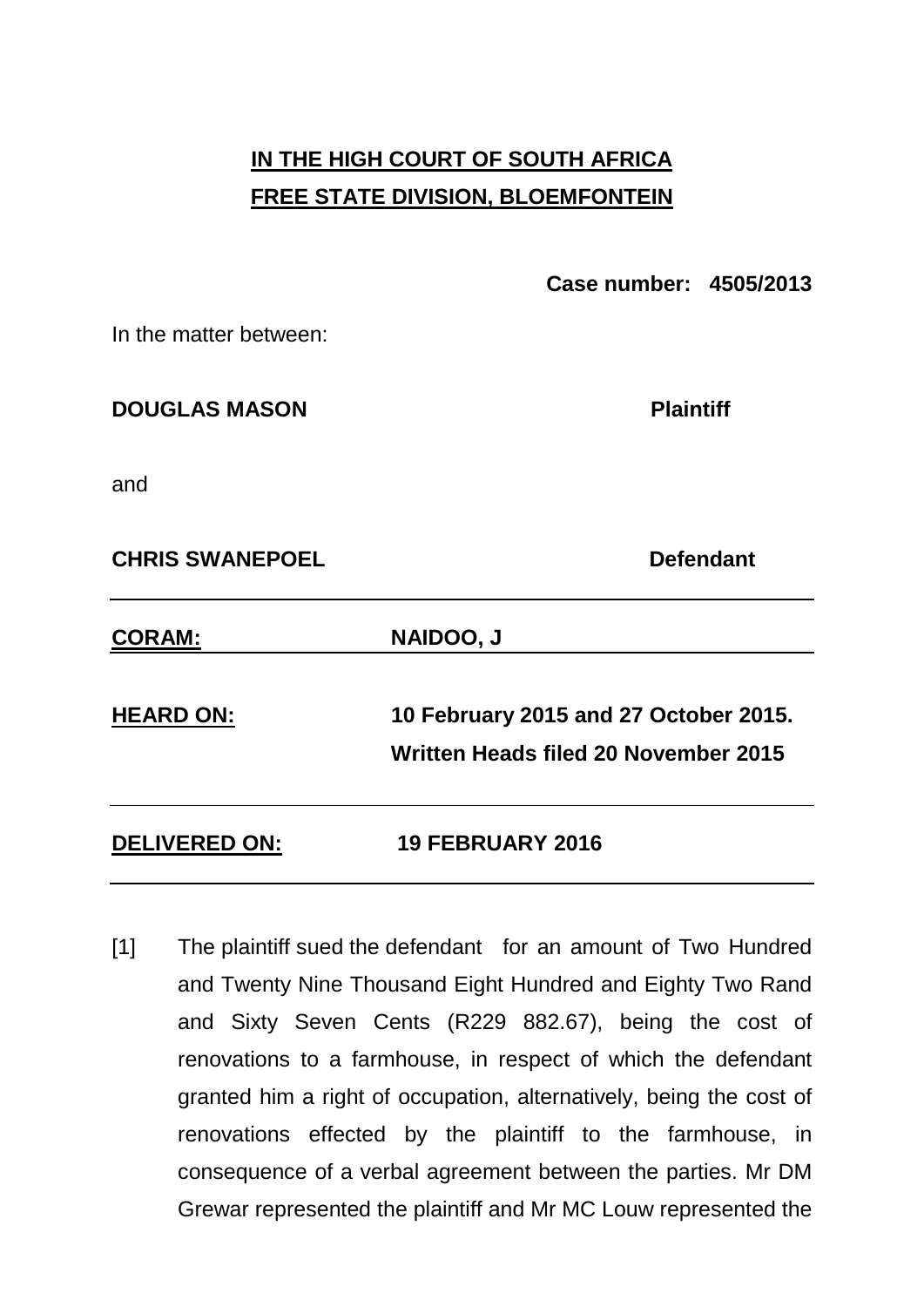**IN THE HIGH COURT OF SOUTH AFRICA**
**FREE STATE DIVISION, BLOEMFONTEIN**

**Case number: 4505/2013**

In the matter between:

**DOUGLAS MASON** **Plaintiff**

and

**CHRIS SWANEPOEL** **Defendant**

---

| | |
|---|---|
| **CORAM:** | **NAIDOO, J** |
| **HEARD ON:** | **10 February 2015 and 27 October 2015. Written Heads filed 20 November 2015** |
| **DELIVERED ON:** | **19 FEBRUARY 2016** |

---

[1] The plaintiff sued the defendant for an amount of Two Hundred and Twenty Nine Thousand Eight Hundred and Eighty Two Rand and Sixty Seven Cents (R229 882.67), being the cost of renovations to a farmhouse, in respect of which the defendant granted him a right of occupation, alternatively, being the cost of renovations effected by the plaintiff to the farmhouse, in consequence of a verbal agreement between the parties. Mr DM Grewar represented the plaintiff and Mr MC Louw represented the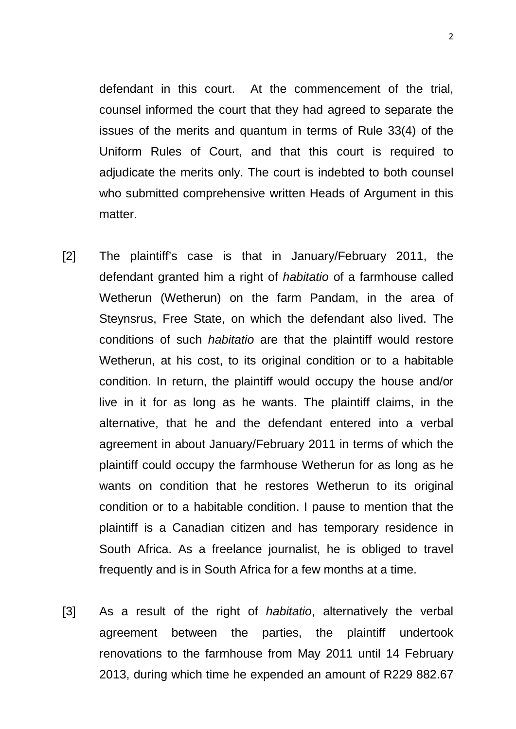defendant in this court. At the commencement of the trial, counsel informed the court that they had agreed to separate the issues of the merits and quantum in terms of Rule 33(4) of the Uniform Rules of Court, and that this court is required to adjudicate the merits only. The court is indebted to both counsel who submitted comprehensive written Heads of Argument in this matter.

[2] The plaintiff's case is that in January/February 2011, the defendant granted him a right of *habitatio* of a farmhouse called Wetherun (Wetherun) on the farm Pandam, in the area of Steynsrus, Free State, on which the defendant also lived. The conditions of such *habitatio* are that the plaintiff would restore Wetherun, at his cost, to its original condition or to a habitable condition. In return, the plaintiff would occupy the house and/or live in it for as long as he wants. The plaintiff claims, in the alternative, that he and the defendant entered into a verbal agreement in about January/February 2011 in terms of which the plaintiff could occupy the farmhouse Wetherun for as long as he wants on condition that he restores Wetherun to its original condition or to a habitable condition. I pause to mention that the plaintiff is a Canadian citizen and has temporary residence in South Africa. As a freelance journalist, he is obliged to travel frequently and is in South Africa for a few months at a time.

[3] As a result of the right of *habitatio*, alternatively the verbal agreement between the parties, the plaintiff undertook renovations to the farmhouse from May 2011 until 14 February 2013, during which time he expended an amount of R229 882.67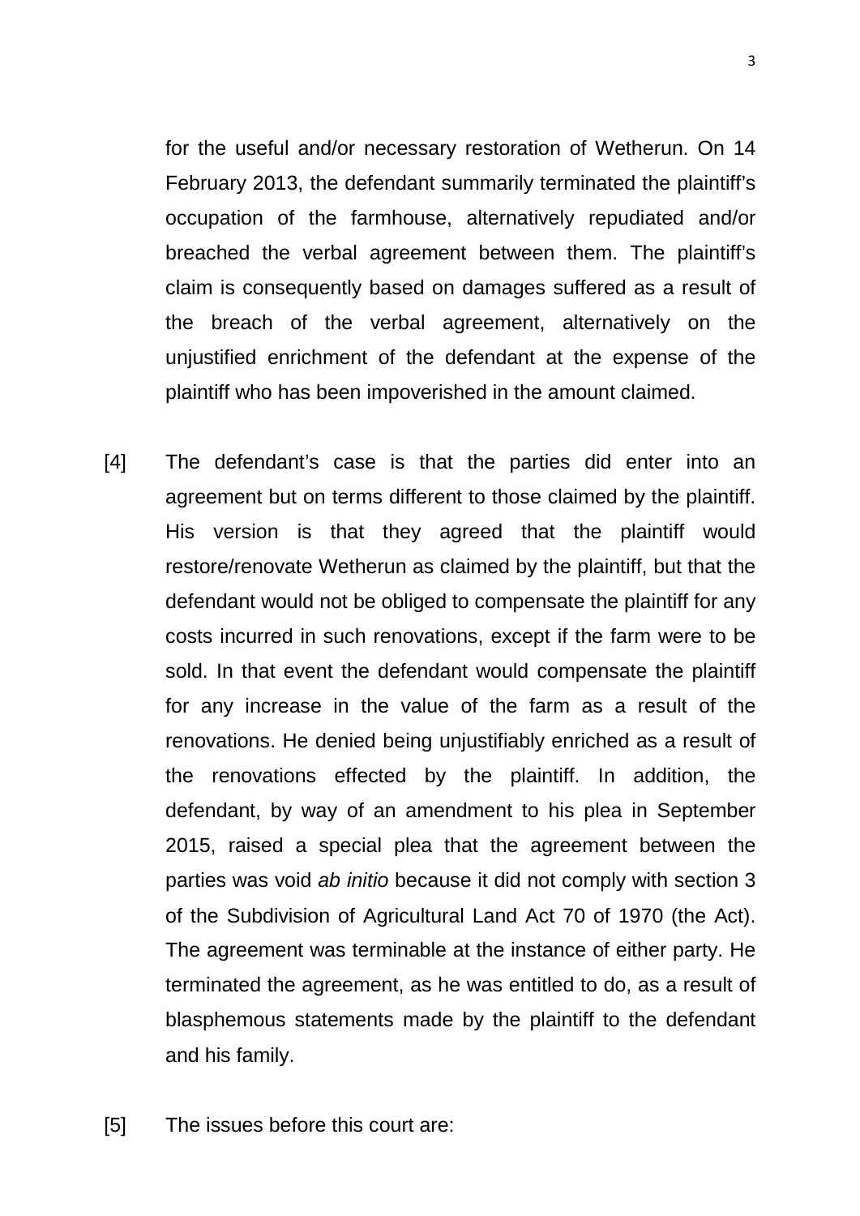for the useful and/or necessary restoration of Wetherun. On 14 February 2013, the defendant summarily terminated the plaintiff's occupation of the farmhouse, alternatively repudiated and/or breached the verbal agreement between them. The plaintiff's claim is consequently based on damages suffered as a result of the breach of the verbal agreement, alternatively on the unjustified enrichment of the defendant at the expense of the plaintiff who has been impoverished in the amount claimed.

[4] The defendant's case is that the parties did enter into an agreement but on terms different to those claimed by the plaintiff. His version is that they agreed that the plaintiff would restore/renovate Wetherun as claimed by the plaintiff, but that the defendant would not be obliged to compensate the plaintiff for any costs incurred in such renovations, except if the farm were to be sold. In that event the defendant would compensate the plaintiff for any increase in the value of the farm as a result of the renovations. He denied being unjustifiably enriched as a result of the renovations effected by the plaintiff. In addition, the defendant, by way of an amendment to his plea in September 2015, raised a special plea that the agreement between the parties was void *ab initio* because it did not comply with section 3 of the Subdivision of Agricultural Land Act 70 of 1970 (the Act). The agreement was terminable at the instance of either party. He terminated the agreement, as he was entitled to do, as a result of blasphemous statements made by the plaintiff to the defendant and his family.

[5] The issues before this court are: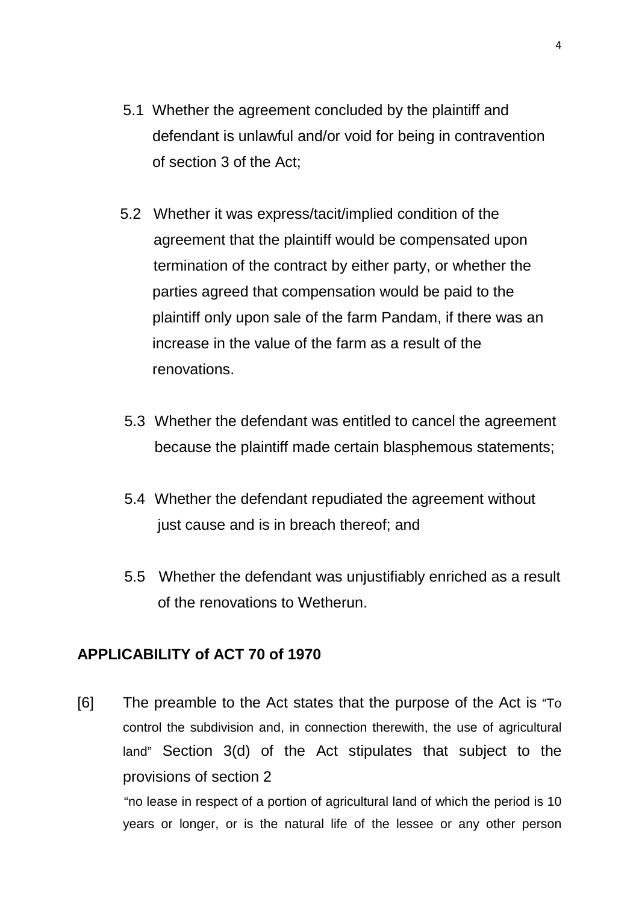5.1 Whether the agreement concluded by the plaintiff and defendant is unlawful and/or void for being in contravention of section 3 of the Act;

5.2 Whether it was express/tacit/implied condition of the agreement that the plaintiff would be compensated upon termination of the contract by either party, or whether the parties agreed that compensation would be paid to the plaintiff only upon sale of the farm Pandam, if there was an increase in the value of the farm as a result of the renovations.

5.3 Whether the defendant was entitled to cancel the agreement because the plaintiff made certain blasphemous statements;

5.4 Whether the defendant repudiated the agreement without just cause and is in breach thereof; and

5.5 Whether the defendant was unjustifiably enriched as a result of the renovations to Wetherun.

**APPLICABILITY of ACT 70 of 1970**

[6] The preamble to the Act states that the purpose of the Act is "To control the subdivision and, in connection therewith, the use of agricultural land" Section 3(d) of the Act stipulates that subject to the provisions of section 2

"no lease in respect of a portion of agricultural land of which the period is 10 years or longer, or is the natural life of the lessee or any other person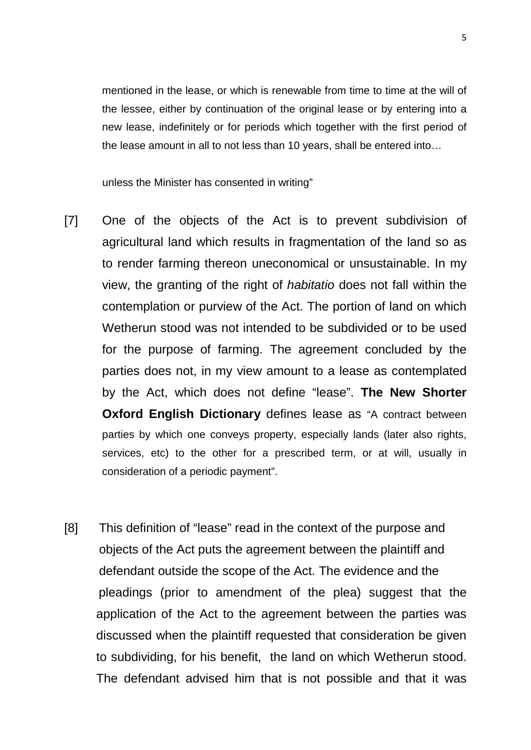> mentioned in the lease, or which is renewable from time to time at the will of the lessee, either by continuation of the original lease or by entering into a new lease, indefinitely or for periods which together with the first period of the lease amount in all to not less than 10 years, shall be entered into…
>
> unless the Minister has consented in writing"

[7] One of the objects of the Act is to prevent subdivision of agricultural land which results in fragmentation of the land so as to render farming thereon uneconomical or unsustainable. In my view, the granting of the right of *habitatio* does not fall within the contemplation or purview of the Act. The portion of land on which Wetherun stood was not intended to be subdivided or to be used for the purpose of farming. The agreement concluded by the parties does not, in my view amount to a lease as contemplated by the Act, which does not define "lease". **The New Shorter Oxford English Dictionary** defines lease as "A contract between parties by which one conveys property, especially lands (later also rights, services, etc) to the other for a prescribed term, or at will, usually in consideration of a periodic payment".

[8] This definition of "lease" read in the context of the purpose and objects of the Act puts the agreement between the plaintiff and defendant outside the scope of the Act. The evidence and the pleadings (prior to amendment of the plea) suggest that the application of the Act to the agreement between the parties was discussed when the plaintiff requested that consideration be given to subdividing, for his benefit, the land on which Wetherun stood. The defendant advised him that is not possible and that it was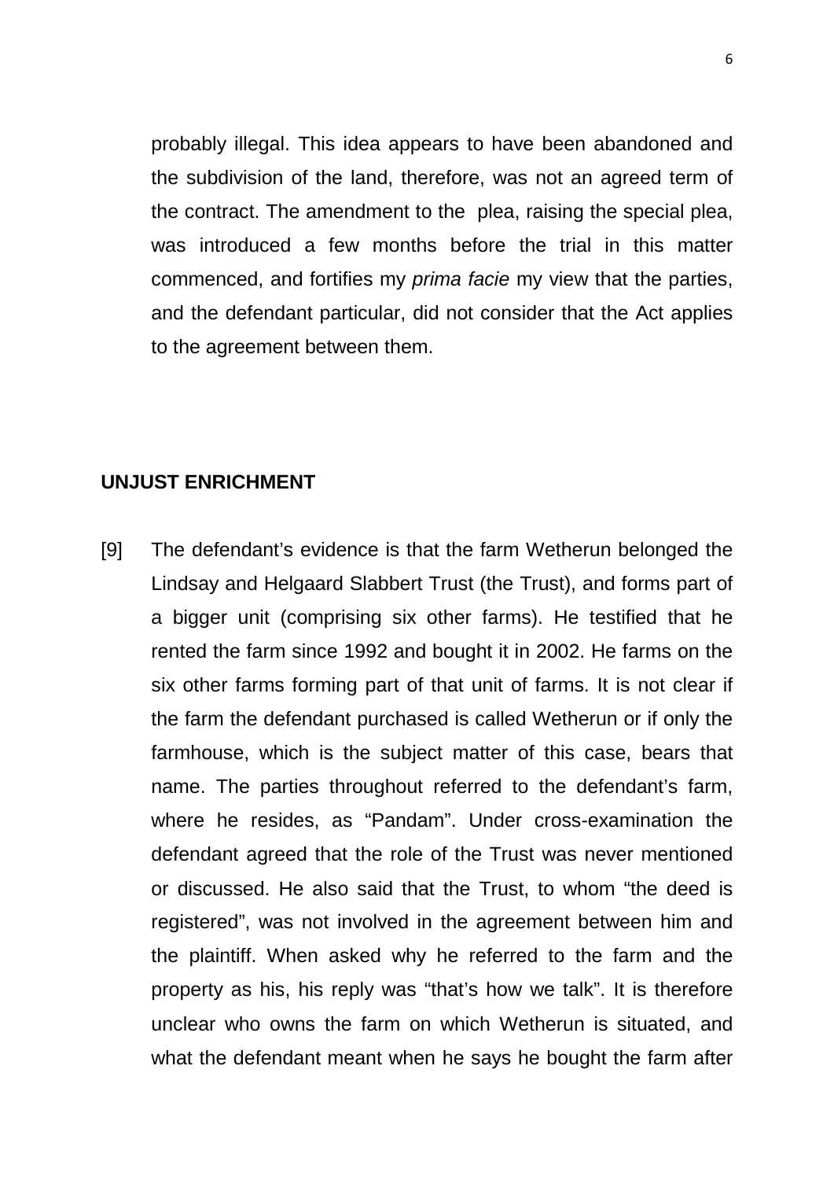probably illegal. This idea appears to have been abandoned and the subdivision of the land, therefore, was not an agreed term of the contract. The amendment to the plea, raising the special plea, was introduced a few months before the trial in this matter commenced, and fortifies my *prima facie* my view that the parties, and the defendant particular, did not consider that the Act applies to the agreement between them.

## UNJUST ENRICHMENT

[9] The defendant's evidence is that the farm Wetherun belonged the Lindsay and Helgaard Slabbert Trust (the Trust), and forms part of a bigger unit (comprising six other farms). He testified that he rented the farm since 1992 and bought it in 2002. He farms on the six other farms forming part of that unit of farms. It is not clear if the farm the defendant purchased is called Wetherun or if only the farmhouse, which is the subject matter of this case, bears that name. The parties throughout referred to the defendant's farm, where he resides, as "Pandam". Under cross-examination the defendant agreed that the role of the Trust was never mentioned or discussed. He also said that the Trust, to whom "the deed is registered", was not involved in the agreement between him and the plaintiff. When asked why he referred to the farm and the property as his, his reply was "that's how we talk". It is therefore unclear who owns the farm on which Wetherun is situated, and what the defendant meant when he says he bought the farm after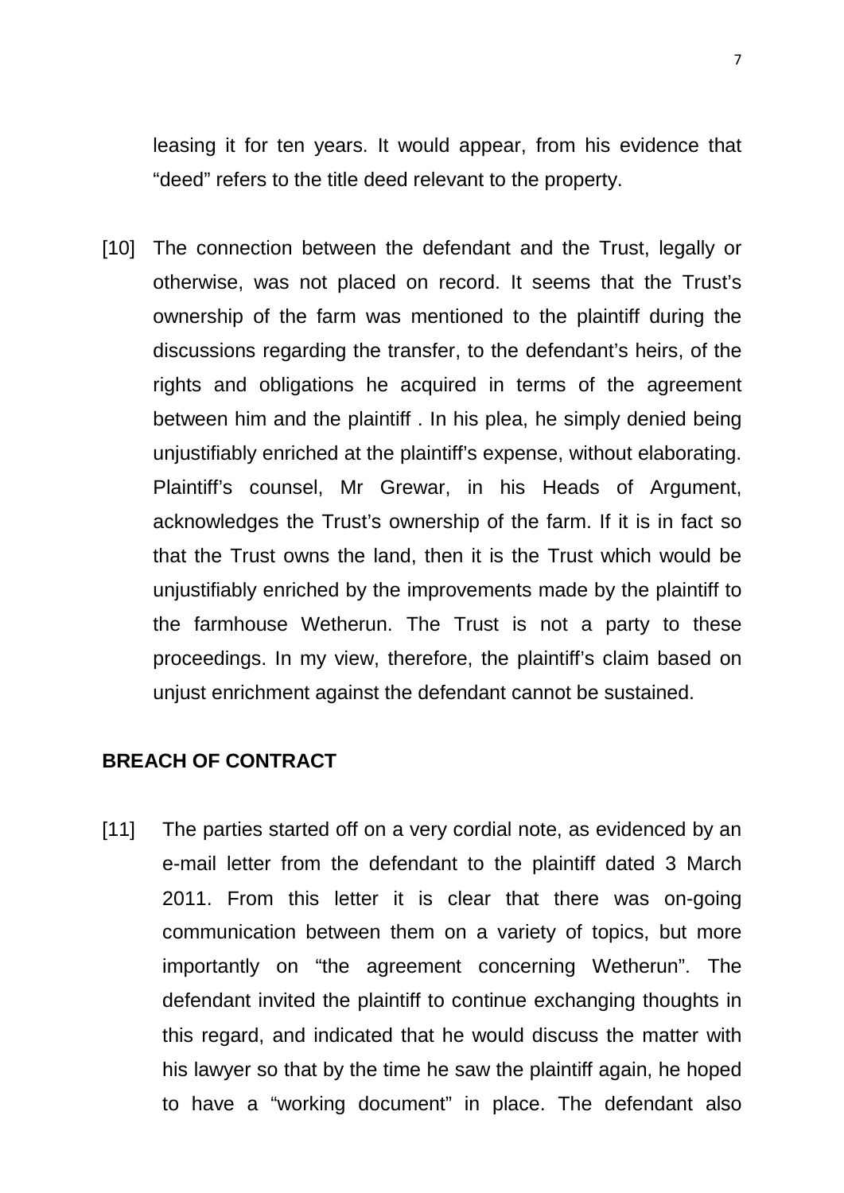leasing it for ten years. It would appear, from his evidence that "deed" refers to the title deed relevant to the property.

[10] The connection between the defendant and the Trust, legally or otherwise, was not placed on record. It seems that the Trust's ownership of the farm was mentioned to the plaintiff during the discussions regarding the transfer, to the defendant's heirs, of the rights and obligations he acquired in terms of the agreement between him and the plaintiff . In his plea, he simply denied being unjustifiably enriched at the plaintiff's expense, without elaborating. Plaintiff's counsel, Mr Grewar, in his Heads of Argument, acknowledges the Trust's ownership of the farm. If it is in fact so that the Trust owns the land, then it is the Trust which would be unjustifiably enriched by the improvements made by the plaintiff to the farmhouse Wetherun. The Trust is not a party to these proceedings. In my view, therefore, the plaintiff's claim based on unjust enrichment against the defendant cannot be sustained.

**BREACH OF CONTRACT**

[11] The parties started off on a very cordial note, as evidenced by an e-mail letter from the defendant to the plaintiff dated 3 March 2011. From this letter it is clear that there was on-going communication between them on a variety of topics, but more importantly on "the agreement concerning Wetherun". The defendant invited the plaintiff to continue exchanging thoughts in this regard, and indicated that he would discuss the matter with his lawyer so that by the time he saw the plaintiff again, he hoped to have a "working document" in place. The defendant also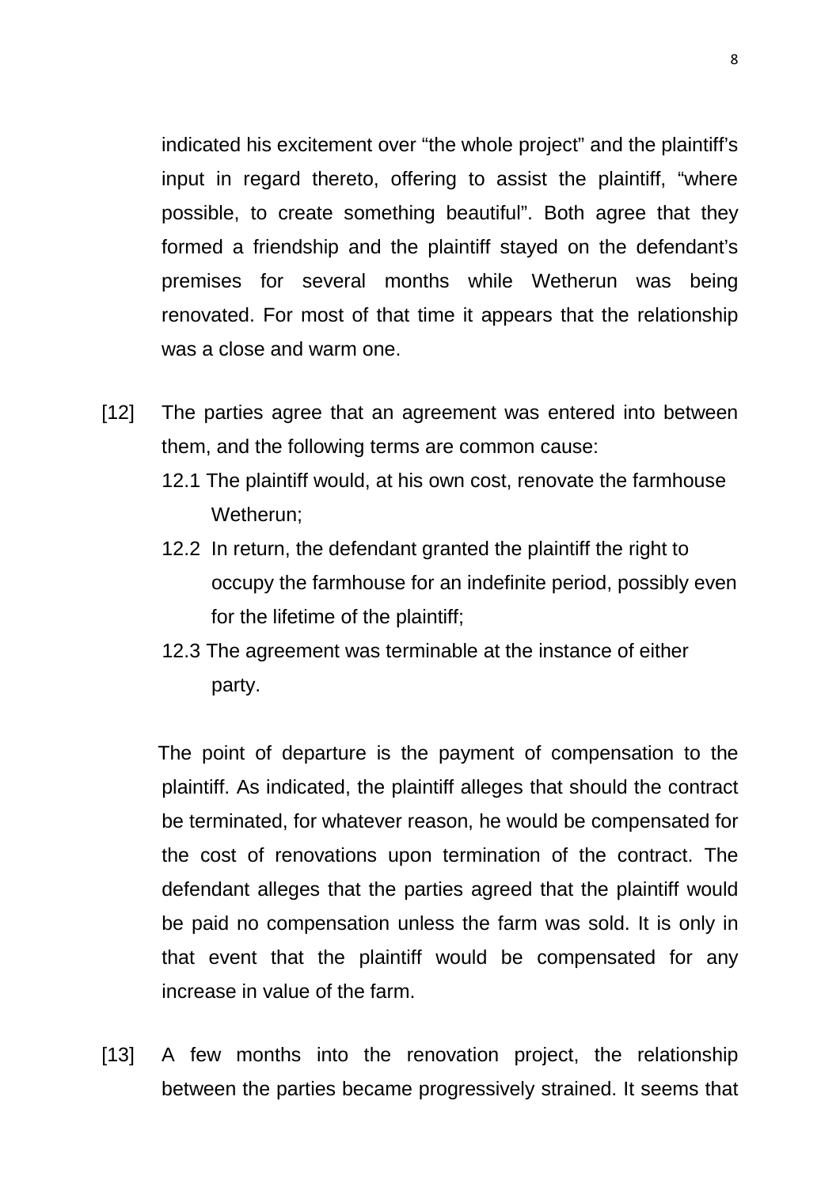indicated his excitement over "the whole project" and the plaintiff's input in regard thereto, offering to assist the plaintiff, "where possible, to create something beautiful". Both agree that they formed a friendship and the plaintiff stayed on the defendant's premises for several months while Wetherun was being renovated. For most of that time it appears that the relationship was a close and warm one.

[12] The parties agree that an agreement was entered into between them, and the following terms are common cause:

12.1 The plaintiff would, at his own cost, renovate the farmhouse Wetherun;

12.2 In return, the defendant granted the plaintiff the right to occupy the farmhouse for an indefinite period, possibly even for the lifetime of the plaintiff;

12.3 The agreement was terminable at the instance of either party.

The point of departure is the payment of compensation to the plaintiff. As indicated, the plaintiff alleges that should the contract be terminated, for whatever reason, he would be compensated for the cost of renovations upon termination of the contract. The defendant alleges that the parties agreed that the plaintiff would be paid no compensation unless the farm was sold. It is only in that event that the plaintiff would be compensated for any increase in value of the farm.

[13] A few months into the renovation project, the relationship between the parties became progressively strained. It seems that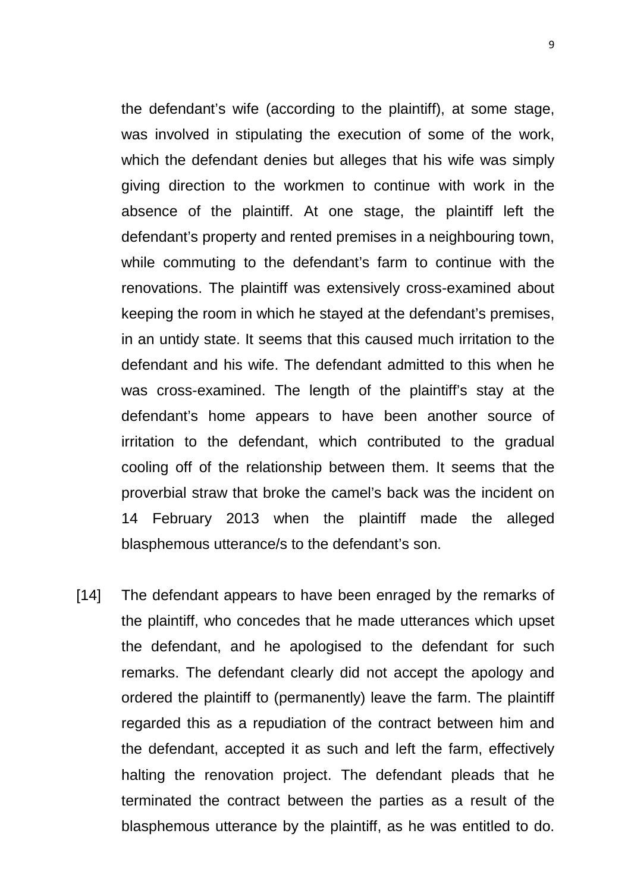the defendant's wife (according to the plaintiff), at some stage, was involved in stipulating the execution of some of the work, which the defendant denies but alleges that his wife was simply giving direction to the workmen to continue with work in the absence of the plaintiff. At one stage, the plaintiff left the defendant's property and rented premises in a neighbouring town, while commuting to the defendant's farm to continue with the renovations. The plaintiff was extensively cross-examined about keeping the room in which he stayed at the defendant's premises, in an untidy state. It seems that this caused much irritation to the defendant and his wife. The defendant admitted to this when he was cross-examined. The length of the plaintiff's stay at the defendant's home appears to have been another source of irritation to the defendant, which contributed to the gradual cooling off of the relationship between them. It seems that the proverbial straw that broke the camel's back was the incident on 14 February 2013 when the plaintiff made the alleged blasphemous utterance/s to the defendant's son.

[14] The defendant appears to have been enraged by the remarks of the plaintiff, who concedes that he made utterances which upset the defendant, and he apologised to the defendant for such remarks. The defendant clearly did not accept the apology and ordered the plaintiff to (permanently) leave the farm. The plaintiff regarded this as a repudiation of the contract between him and the defendant, accepted it as such and left the farm, effectively halting the renovation project. The defendant pleads that he terminated the contract between the parties as a result of the blasphemous utterance by the plaintiff, as he was entitled to do.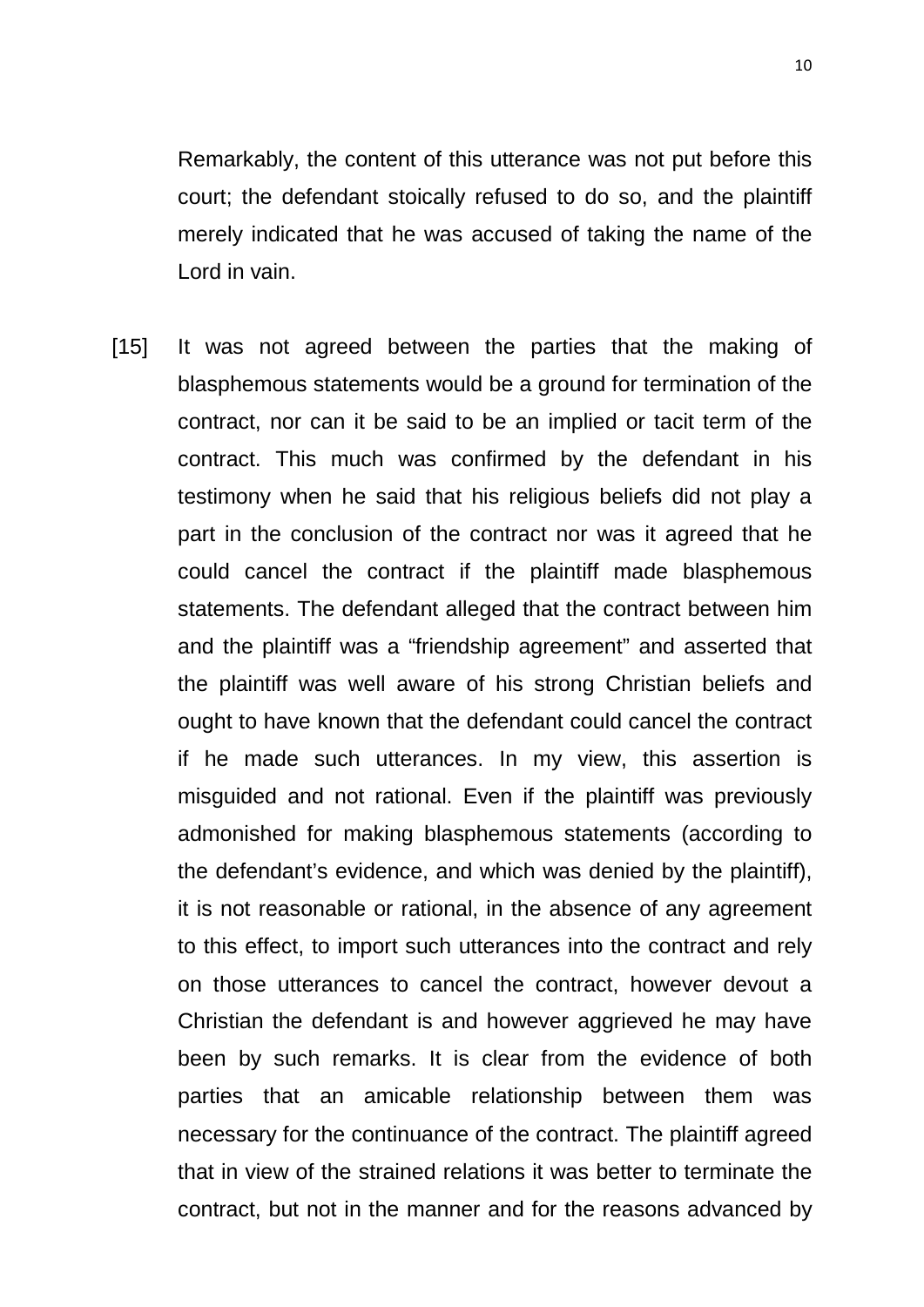Remarkably, the content of this utterance was not put before this court; the defendant stoically refused to do so, and the plaintiff merely indicated that he was accused of taking the name of the Lord in vain.

[15] It was not agreed between the parties that the making of blasphemous statements would be a ground for termination of the contract, nor can it be said to be an implied or tacit term of the contract. This much was confirmed by the defendant in his testimony when he said that his religious beliefs did not play a part in the conclusion of the contract nor was it agreed that he could cancel the contract if the plaintiff made blasphemous statements. The defendant alleged that the contract between him and the plaintiff was a "friendship agreement" and asserted that the plaintiff was well aware of his strong Christian beliefs and ought to have known that the defendant could cancel the contract if he made such utterances. In my view, this assertion is misguided and not rational. Even if the plaintiff was previously admonished for making blasphemous statements (according to the defendant's evidence, and which was denied by the plaintiff), it is not reasonable or rational, in the absence of any agreement to this effect, to import such utterances into the contract and rely on those utterances to cancel the contract, however devout a Christian the defendant is and however aggrieved he may have been by such remarks. It is clear from the evidence of both parties that an amicable relationship between them was necessary for the continuance of the contract. The plaintiff agreed that in view of the strained relations it was better to terminate the contract, but not in the manner and for the reasons advanced by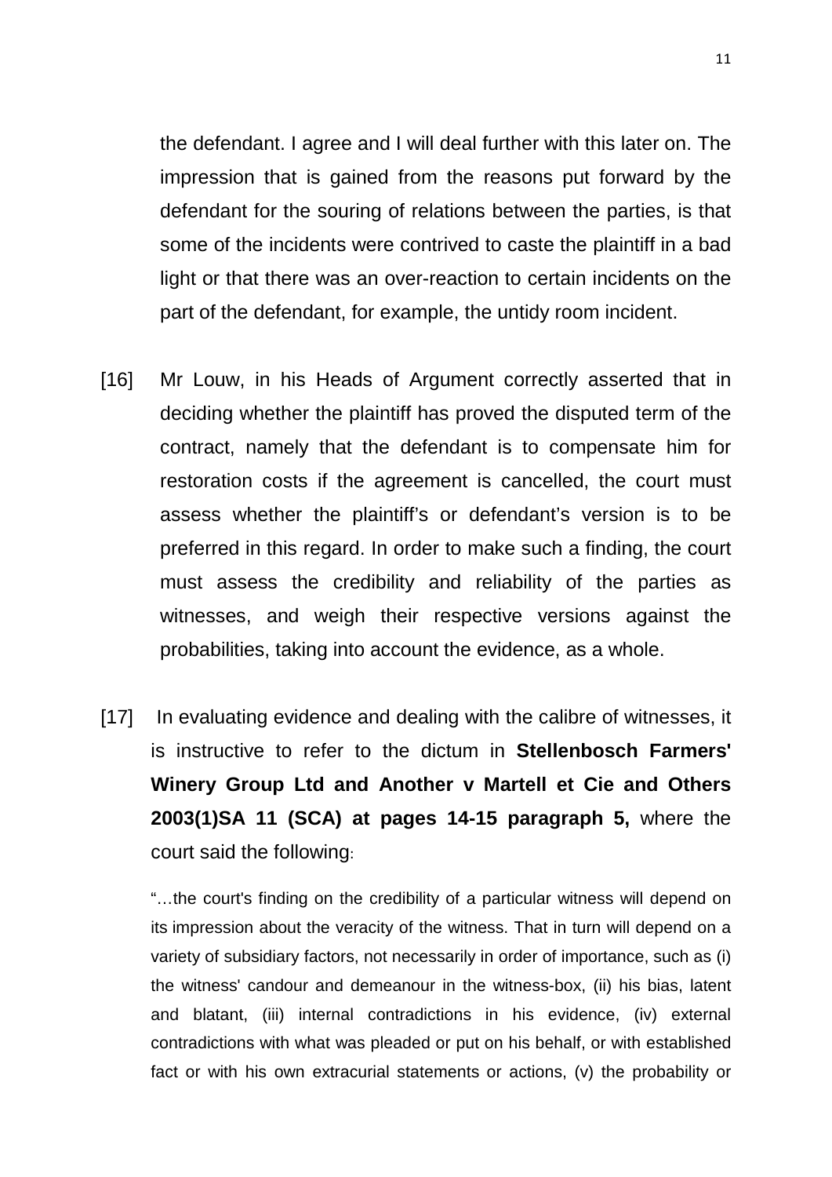the defendant. I agree and I will deal further with this later on. The impression that is gained from the reasons put forward by the defendant for the souring of relations between the parties, is that some of the incidents were contrived to caste the plaintiff in a bad light or that there was an over-reaction to certain incidents on the part of the defendant, for example, the untidy room incident.

[16] Mr Louw, in his Heads of Argument correctly asserted that in deciding whether the plaintiff has proved the disputed term of the contract, namely that the defendant is to compensate him for restoration costs if the agreement is cancelled, the court must assess whether the plaintiff's or defendant's version is to be preferred in this regard. In order to make such a finding, the court must assess the credibility and reliability of the parties as witnesses, and weigh their respective versions against the probabilities, taking into account the evidence, as a whole.

[17] In evaluating evidence and dealing with the calibre of witnesses, it is instructive to refer to the dictum in **Stellenbosch Farmers' Winery Group Ltd and Another v Martell et Cie and Others 2003(1)SA 11 (SCA) at pages 14-15 paragraph 5,** where the court said the following:

> "…the court's finding on the credibility of a particular witness will depend on its impression about the veracity of the witness. That in turn will depend on a variety of subsidiary factors, not necessarily in order of importance, such as (i) the witness' candour and demeanour in the witness-box, (ii) his bias, latent and blatant, (iii) internal contradictions in his evidence, (iv) external contradictions with what was pleaded or put on his behalf, or with established fact or with his own extracurial statements or actions, (v) the probability or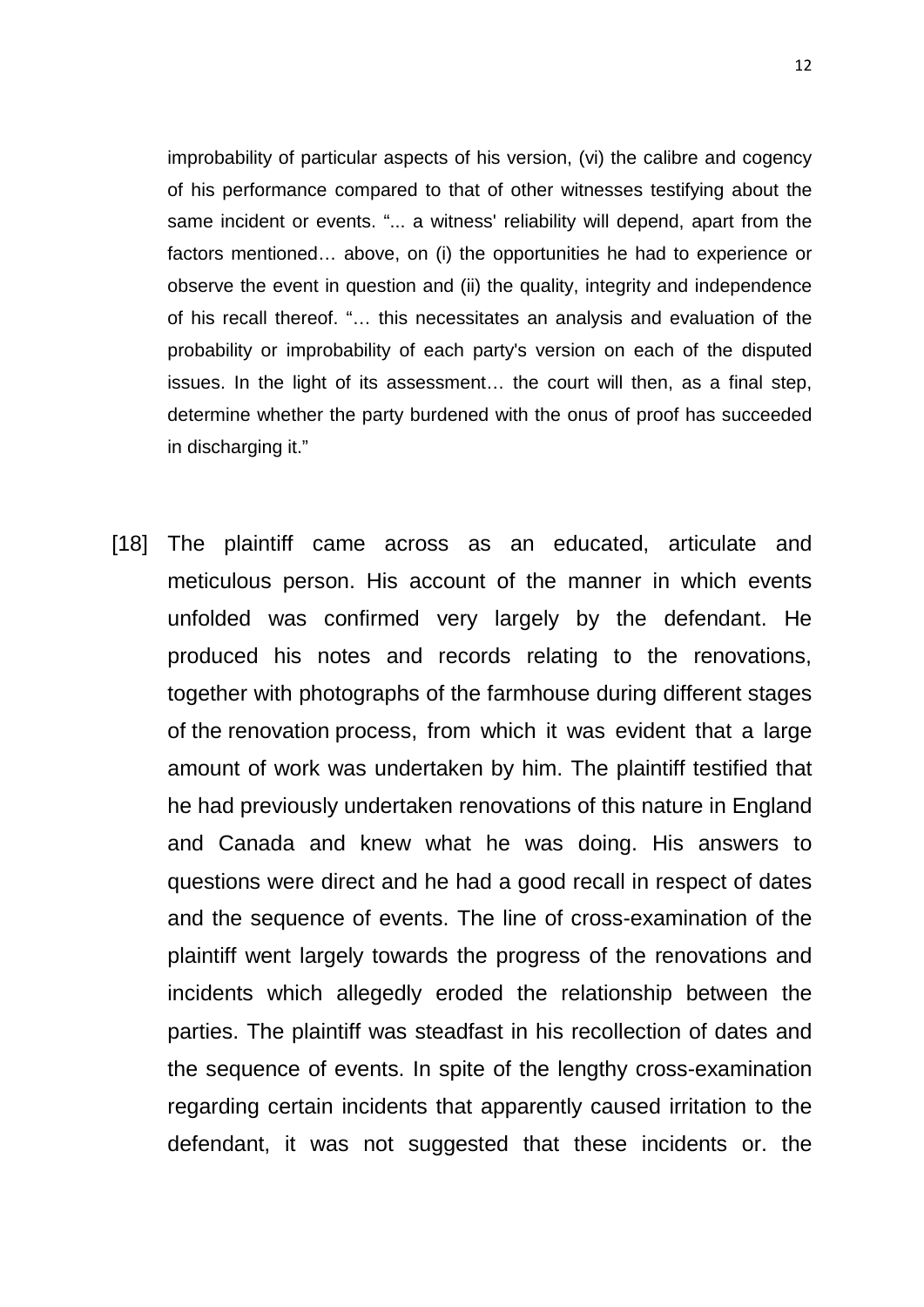improbability of particular aspects of his version, (vi) the calibre and cogency of his performance compared to that of other witnesses testifying about the same incident or events. "... a witness' reliability will depend, apart from the factors mentioned… above, on (i) the opportunities he had to experience or observe the event in question and (ii) the quality, integrity and independence of his recall thereof. "… this necessitates an analysis and evaluation of the probability or improbability of each party's version on each of the disputed issues. In the light of its assessment… the court will then, as a final step, determine whether the party burdened with the onus of proof has succeeded in discharging it."

[18] The plaintiff came across as an educated, articulate and meticulous person. His account of the manner in which events unfolded was confirmed very largely by the defendant. He produced his notes and records relating to the renovations, together with photographs of the farmhouse during different stages of the renovation process, from which it was evident that a large amount of work was undertaken by him. The plaintiff testified that he had previously undertaken renovations of this nature in England and Canada and knew what he was doing. His answers to questions were direct and he had a good recall in respect of dates and the sequence of events. The line of cross-examination of the plaintiff went largely towards the progress of the renovations and incidents which allegedly eroded the relationship between the parties. The plaintiff was steadfast in his recollection of dates and the sequence of events. In spite of the lengthy cross-examination regarding certain incidents that apparently caused irritation to the defendant, it was not suggested that these incidents or. the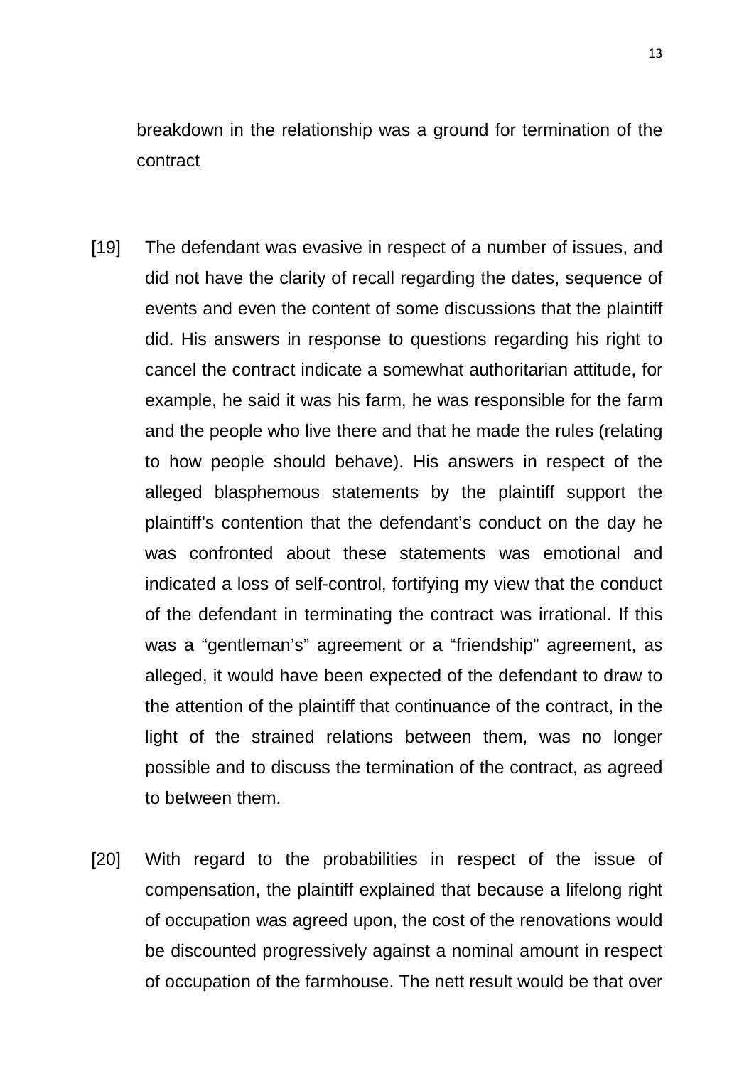breakdown in the relationship was a ground for termination of the contract

[19] The defendant was evasive in respect of a number of issues, and did not have the clarity of recall regarding the dates, sequence of events and even the content of some discussions that the plaintiff did. His answers in response to questions regarding his right to cancel the contract indicate a somewhat authoritarian attitude, for example, he said it was his farm, he was responsible for the farm and the people who live there and that he made the rules (relating to how people should behave). His answers in respect of the alleged blasphemous statements by the plaintiff support the plaintiff's contention that the defendant's conduct on the day he was confronted about these statements was emotional and indicated a loss of self-control, fortifying my view that the conduct of the defendant in terminating the contract was irrational. If this was a "gentleman's" agreement or a "friendship" agreement, as alleged, it would have been expected of the defendant to draw to the attention of the plaintiff that continuance of the contract, in the light of the strained relations between them, was no longer possible and to discuss the termination of the contract, as agreed to between them.

[20] With regard to the probabilities in respect of the issue of compensation, the plaintiff explained that because a lifelong right of occupation was agreed upon, the cost of the renovations would be discounted progressively against a nominal amount in respect of occupation of the farmhouse. The nett result would be that over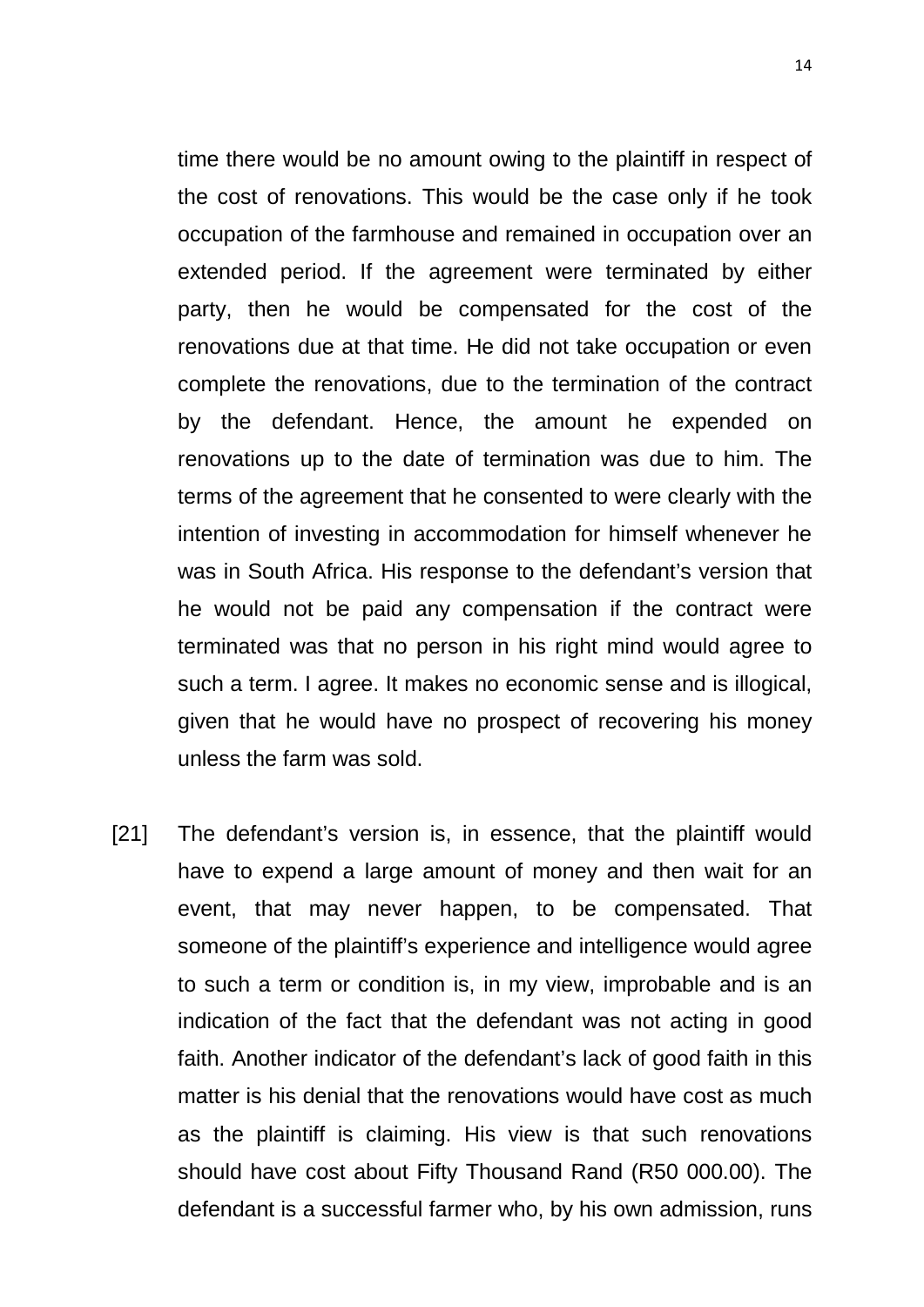time there would be no amount owing to the plaintiff in respect of the cost of renovations. This would be the case only if he took occupation of the farmhouse and remained in occupation over an extended period. If the agreement were terminated by either party, then he would be compensated for the cost of the renovations due at that time. He did not take occupation or even complete the renovations, due to the termination of the contract by the defendant. Hence, the amount he expended on renovations up to the date of termination was due to him. The terms of the agreement that he consented to were clearly with the intention of investing in accommodation for himself whenever he was in South Africa. His response to the defendant's version that he would not be paid any compensation if the contract were terminated was that no person in his right mind would agree to such a term. I agree. It makes no economic sense and is illogical, given that he would have no prospect of recovering his money unless the farm was sold.

[21] The defendant's version is, in essence, that the plaintiff would have to expend a large amount of money and then wait for an event, that may never happen, to be compensated. That someone of the plaintiff's experience and intelligence would agree to such a term or condition is, in my view, improbable and is an indication of the fact that the defendant was not acting in good faith. Another indicator of the defendant's lack of good faith in this matter is his denial that the renovations would have cost as much as the plaintiff is claiming. His view is that such renovations should have cost about Fifty Thousand Rand (R50 000.00). The defendant is a successful farmer who, by his own admission, runs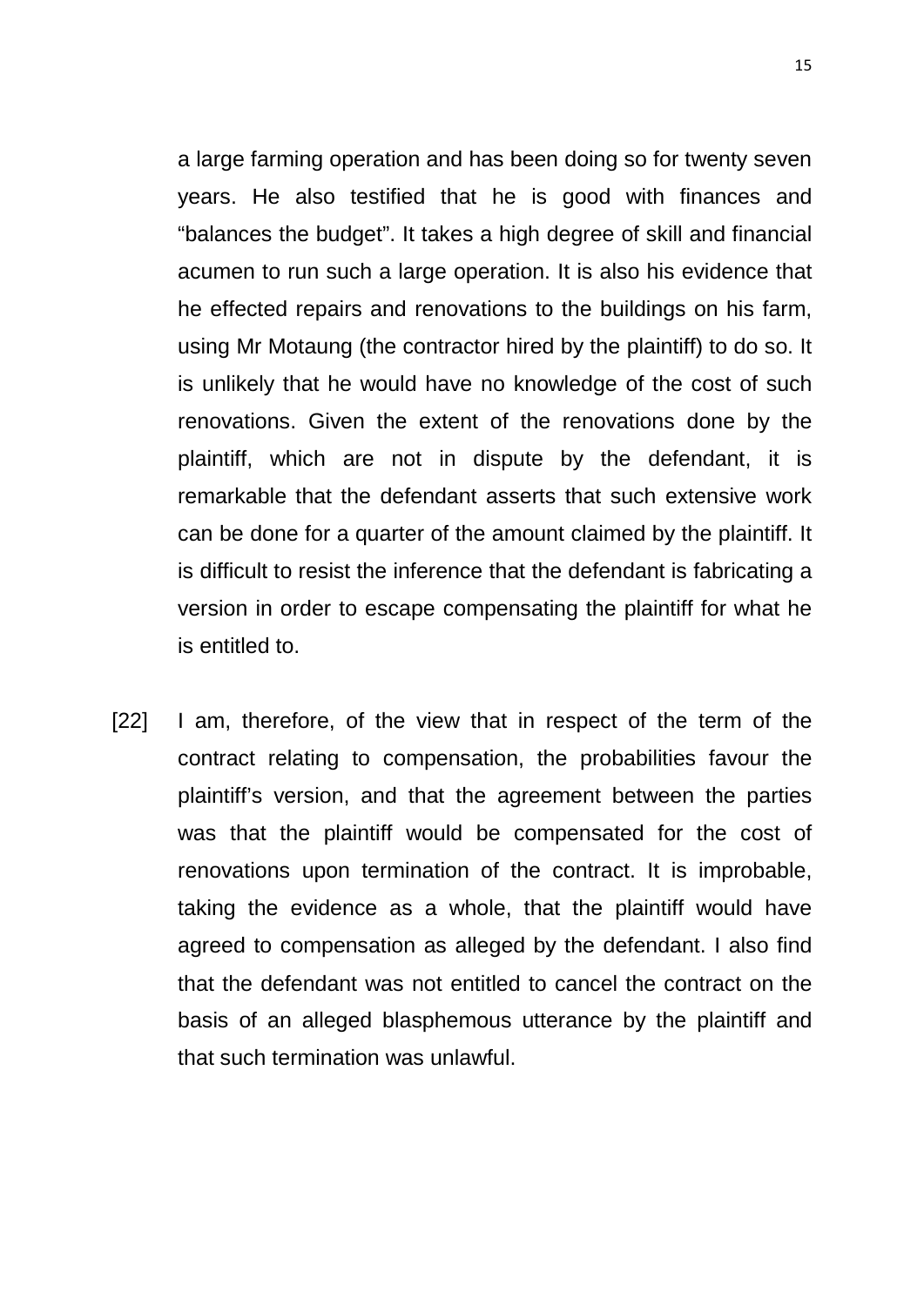a large farming operation and has been doing so for twenty seven years. He also testified that he is good with finances and "balances the budget". It takes a high degree of skill and financial acumen to run such a large operation. It is also his evidence that he effected repairs and renovations to the buildings on his farm, using Mr Motaung (the contractor hired by the plaintiff) to do so. It is unlikely that he would have no knowledge of the cost of such renovations. Given the extent of the renovations done by the plaintiff, which are not in dispute by the defendant, it is remarkable that the defendant asserts that such extensive work can be done for a quarter of the amount claimed by the plaintiff. It is difficult to resist the inference that the defendant is fabricating a version in order to escape compensating the plaintiff for what he is entitled to.

[22] I am, therefore, of the view that in respect of the term of the contract relating to compensation, the probabilities favour the plaintiff's version, and that the agreement between the parties was that the plaintiff would be compensated for the cost of renovations upon termination of the contract. It is improbable, taking the evidence as a whole, that the plaintiff would have agreed to compensation as alleged by the defendant. I also find that the defendant was not entitled to cancel the contract on the basis of an alleged blasphemous utterance by the plaintiff and that such termination was unlawful.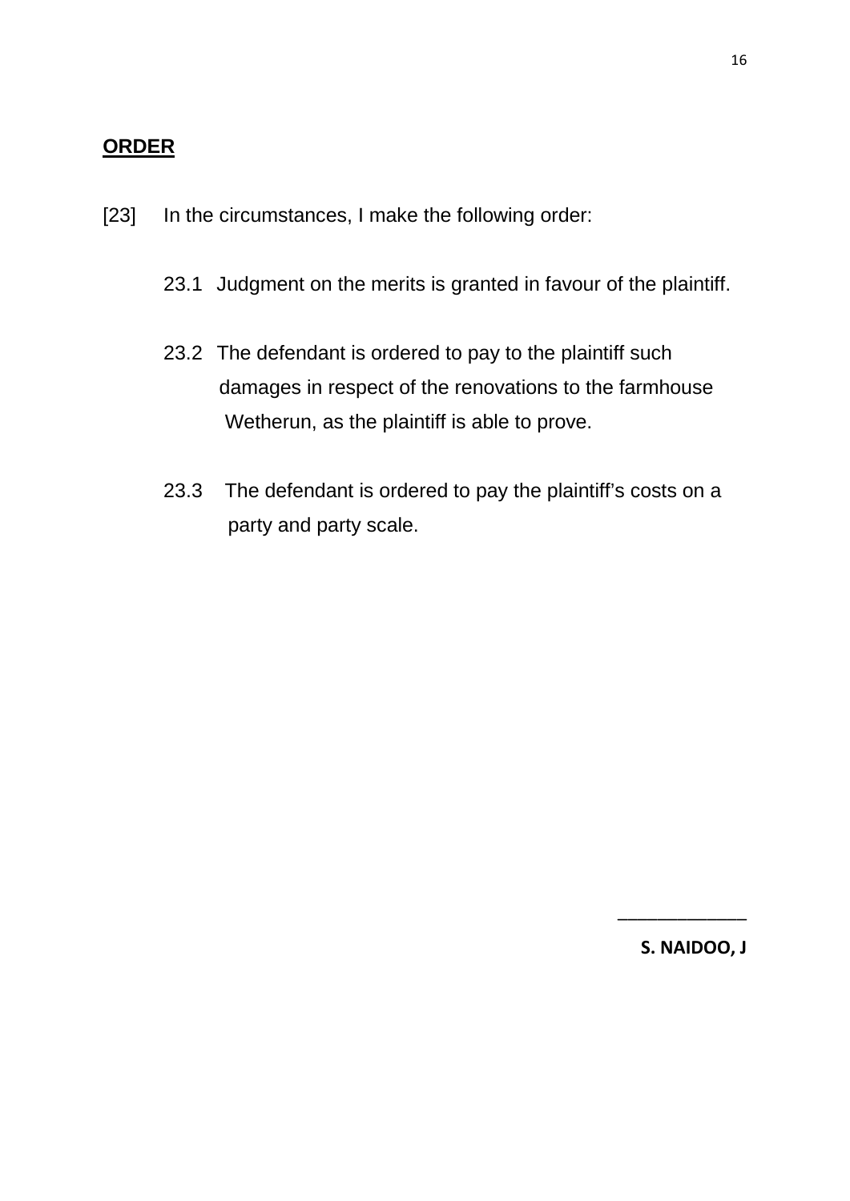**ORDER**

[23] In the circumstances, I make the following order:

23.1 Judgment on the merits is granted in favour of the plaintiff.

23.2 The defendant is ordered to pay to the plaintiff such damages in respect of the renovations to the farmhouse Wetherun, as the plaintiff is able to prove.

23.3 The defendant is ordered to pay the plaintiff's costs on a party and party scale.

\_\_\_\_\_\_\_\_\_\_\_\_\_

**S. NAIDOO, J**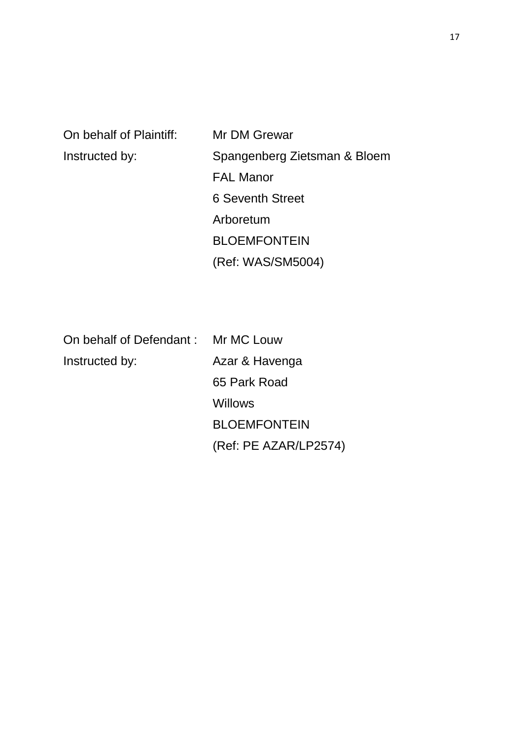On behalf of Plaintiff: Mr DM Grewar

Instructed by: Spangenberg Zietsman & Bloem
FAL Manor
6 Seventh Street
Arboretum
BLOEMFONTEIN
(Ref: WAS/SM5004)

On behalf of Defendant : Mr MC Louw

Instructed by: Azar & Havenga
65 Park Road
Willows
BLOEMFONTEIN
(Ref: PE AZAR/LP2574)